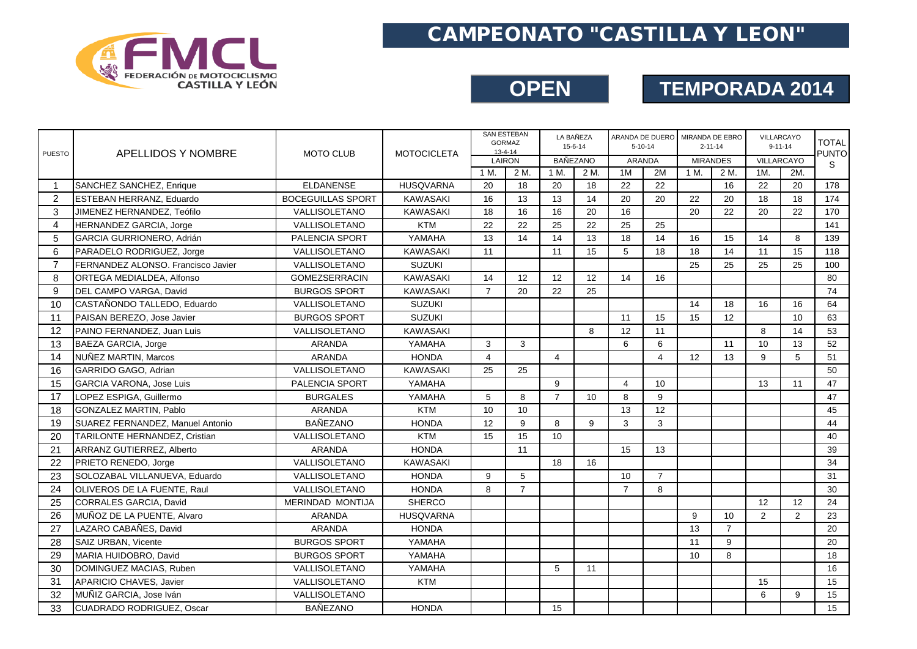# CAMPEONATO "CASTILLA Y LEON"

## OPEN

## TEMPORADA 2014

| PUESTO | APELLIDOS Y NOMBRE | MOTO CLUB | MOTOCICLETA | SAN ESTEBAN GORMAZ 13-4-14 | | LA BAÑEZA 15-6-14 | | ARANDA DE DUERO 5-10-14 | | MIRANDA DE EBRO 2-11-14 | | VILLARCAYO 9-11-14 | | TOTAL PUNTOS |
|---|---|---|---|---|---|---|---|---|---|---|---|---|---|---|
| | | | | LAIRON | | BAÑEZANO | | ARANDA | | MIRANDES | | VILLARCAYO | | |
| | | | | 1 M. | 2 M. | 1 M. | 2 M. | 1M | 2M | 1 M. | 2 M. | 1M. | 2M. | |
| 1 | SANCHEZ SANCHEZ, Enrique | ELDANENSE | HUSQVARNA | 20 | 18 | 20 | 18 | 22 | 22 | | 16 | 22 | 20 | 178 |
| 2 | ESTEBAN HERRANZ, Eduardo | BOCEGUILLAS SPORT | KAWASAKI | 16 | 13 | 13 | 14 | 20 | 20 | 22 | 20 | 18 | 18 | 174 |
| 3 | JIMENEZ HERNANDEZ, Teófilo | VALLISOLETANO | KAWASAKI | 18 | 16 | 16 | 20 | 16 | | 20 | 22 | 20 | 22 | 170 |
| 4 | HERNANDEZ GARCIA, Jorge | VALLISOLETANO | KTM | 22 | 22 | 25 | 22 | 25 | 25 | | | | | 141 |
| 5 | GARCIA GURRIONERO, Adrián | PALENCIA SPORT | YAMAHA | 13 | 14 | 14 | 13 | 18 | 14 | 16 | 15 | 14 | 8 | 139 |
| 6 | PARADELO RODRIGUEZ, Jorge | VALLISOLETANO | KAWASAKI | 11 | | 11 | 15 | 5 | 18 | 18 | 14 | 11 | 15 | 118 |
| 7 | FERNANDEZ ALONSO. Francisco Javier | VALLISOLETANO | SUZUKI | | | | | | | 25 | 25 | 25 | 25 | 100 |
| 8 | ORTEGA MEDIALDEA, Alfonso | GOMEZSERRACIN | KAWASAKI | 14 | 12 | 12 | 12 | 14 | 16 | | | | | 80 |
| 9 | DEL CAMPO VARGA, David | BURGOS SPORT | KAWASAKI | 7 | 20 | 22 | 25 | | | | | | | 74 |
| 10 | CASTAÑONDO TALLEDO, Eduardo | VALLISOLETANO | SUZUKI | | | | | | | 14 | 18 | 16 | 16 | 64 |
| 11 | PAISAN BEREZO, Jose Javier | BURGOS SPORT | SUZUKI | | | | | 11 | 15 | 15 | 12 | | 10 | 63 |
| 12 | PAINO FERNANDEZ, Juan Luis | VALLISOLETANO | KAWASAKI | | | | 8 | 12 | 11 | | | 8 | 14 | 53 |
| 13 | BAEZA GARCIA, Jorge | ARANDA | YAMAHA | 3 | 3 | | | 6 | 6 | | 11 | 10 | 13 | 52 |
| 14 | NUÑEZ MARTIN, Marcos | ARANDA | HONDA | 4 | | 4 | | | 4 | 12 | 13 | 9 | 5 | 51 |
| 16 | GARRIDO GAGO, Adrian | VALLISOLETANO | KAWASAKI | 25 | 25 | | | | | | | | | 50 |
| 15 | GARCIA VARONA, Jose Luis | PALENCIA SPORT | YAMAHA | | | 9 | | 4 | 10 | | | 13 | 11 | 47 |
| 17 | LOPEZ ESPIGA, Guillermo | BURGALES | YAMAHA | 5 | 8 | 7 | 10 | 8 | 9 | | | | | 47 |
| 18 | GONZALEZ MARTIN, Pablo | ARANDA | KTM | 10 | 10 | | | 13 | 12 | | | | | 45 |
| 19 | SUAREZ FERNANDEZ, Manuel Antonio | BAÑEZANO | HONDA | 12 | 9 | 8 | 9 | 3 | 3 | | | | | 44 |
| 20 | TARILONTE HERNANDEZ, Cristian | VALLISOLETANO | KTM | 15 | 15 | 10 | | | | | | | | 40 |
| 21 | ARRANZ GUTIERREZ, Alberto | ARANDA | HONDA | | 11 | | | 15 | 13 | | | | | 39 |
| 22 | PRIETO RENEDO, Jorge | VALLISOLETANO | KAWASAKI | | | 18 | 16 | | | | | | | 34 |
| 23 | SOLOZABAL VILLANUEVA, Eduardo | VALLISOLETANO | HONDA | 9 | 5 | | | 10 | 7 | | | | | 31 |
| 24 | OLIVEROS DE LA FUENTE, Raul | VALLISOLETANO | HONDA | 8 | 7 | | | 7 | 8 | | | | | 30 |
| 25 | CORRALES GARCIA, David | MERINDAD MONTIJA | SHERCO | | | | | | | | | 12 | 12 | 24 |
| 26 | MUÑOZ DE LA PUENTE, Alvaro | ARANDA | HUSQVARNA | | | | | | | 9 | 10 | 2 | 2 | 23 |
| 27 | LAZARO CABAÑES, David | ARANDA | HONDA | | | | | | | 13 | 7 | | | 20 |
| 28 | SAIZ URBAN, Vicente | BURGOS SPORT | YAMAHA | | | | | | | 11 | 9 | | | 20 |
| 29 | MARIA HUIDOBRO, David | BURGOS SPORT | YAMAHA | | | | | | | 10 | 8 | | | 18 |
| 30 | DOMINGUEZ MACIAS, Ruben | VALLISOLETANO | YAMAHA | | | 5 | 11 | | | | | | | 16 |
| 31 | APARICIO CHAVES, Javier | VALLISOLETANO | KTM | | | | | | | | | 15 | | 15 |
| 32 | MUÑIZ GARCIA, Jose Iván | VALLISOLETANO | | | | | | | | | | 6 | 9 | 15 |
| 33 | CUADRADO RODRIGUEZ, Oscar | BAÑEZANO | HONDA | | | 15 | | | | | | | | 15 |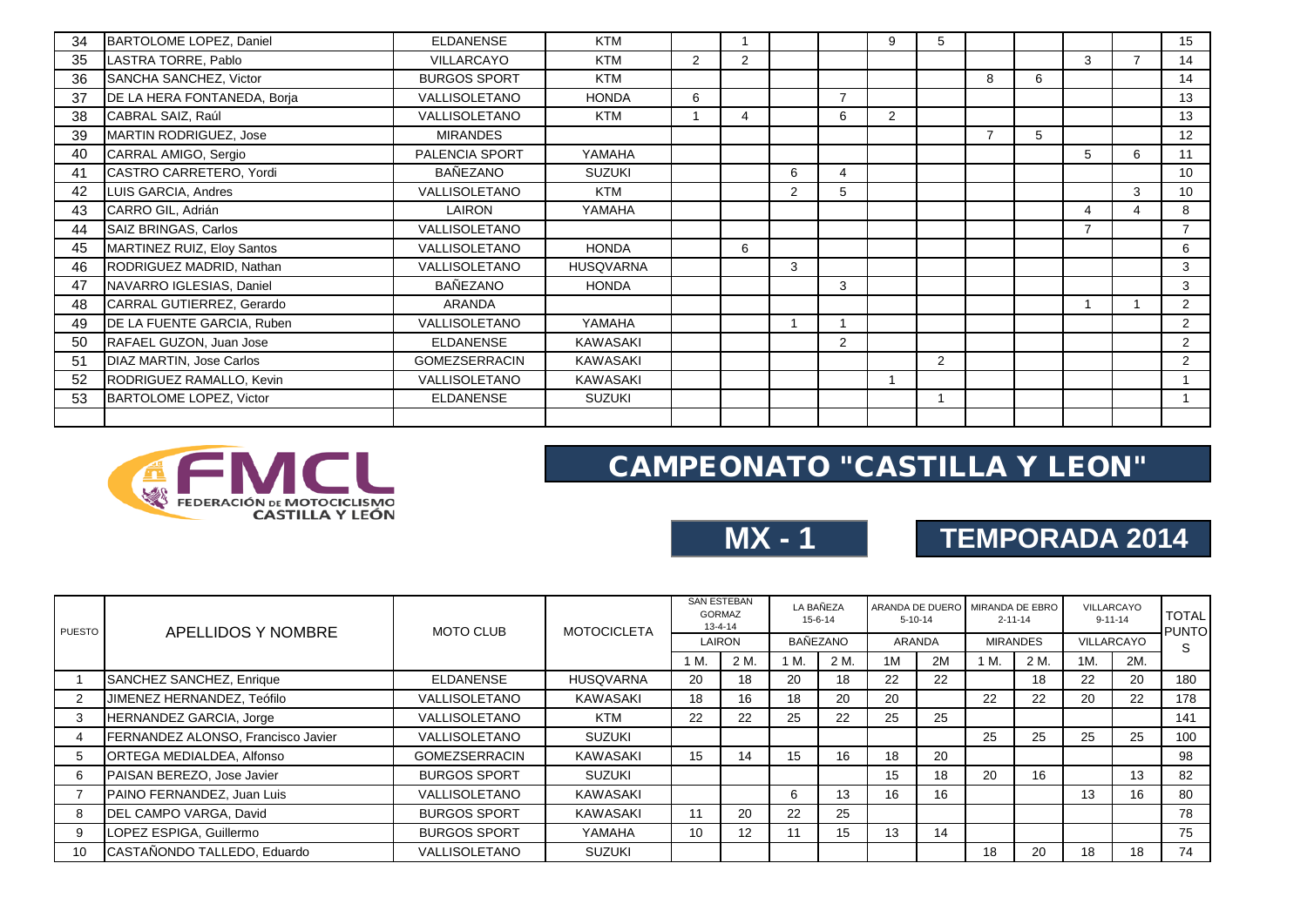| 34 | BARTOLOME LOPEZ, Daniel | ELDANENSE | KTM | | 1 | | | 9 | 5 | | | | | 15 |
|---|---|---|---|---|---|---|---|---|---|---|---|---|---|---|
| 35 | LASTRA TORRE, Pablo | VILLARCAYO | KTM | 2 | 2 | | | | | | | 3 | 7 | 14 |
| 36 | SANCHA SANCHEZ, Victor | BURGOS SPORT | KTM | | | | | | | 8 | 6 | | | 14 |
| 37 | DE LA HERA FONTANEDA, Borja | VALLISOLETANO | HONDA | 6 | | | 7 | | | | | | | 13 |
| 38 | CABRAL SAIZ, Raúl | VALLISOLETANO | KTM | 1 | 4 | | 6 | 2 | | | | | | 13 |
| 39 | MARTIN RODRIGUEZ, Jose | MIRANDES | | | | | | | | 7 | 5 | | | 12 |
| 40 | CARRAL AMIGO, Sergio | PALENCIA SPORT | YAMAHA | | | | | | | | | 5 | 6 | 11 |
| 41 | CASTRO CARRETERO, Yordi | BAÑEZANO | SUZUKI | | | 6 | 4 | | | | | | | 10 |
| 42 | LUIS GARCIA, Andres | VALLISOLETANO | KTM | | | 2 | 5 | | | | | | 3 | 10 |
| 43 | CARRO GIL, Adrián | LAIRON | YAMAHA | | | | | | | | | 4 | 4 | 8 |
| 44 | SAIZ BRINGAS, Carlos | VALLISOLETANO | | | | | | | | | | 7 | | 7 |
| 45 | MARTINEZ RUIZ, Eloy Santos | VALLISOLETANO | HONDA | | 6 | | | | | | | | | 6 |
| 46 | RODRIGUEZ MADRID, Nathan | VALLISOLETANO | HUSQVARNA | | | 3 | | | | | | | | 3 |
| 47 | NAVARRO IGLESIAS, Daniel | BAÑEZANO | HONDA | | | | 3 | | | | | | | 3 |
| 48 | CARRAL GUTIERREZ, Gerardo | ARANDA | | | | | | | | | | 1 | 1 | 2 |
| 49 | DE LA FUENTE GARCIA, Ruben | VALLISOLETANO | YAMAHA | | | 1 | 1 | | | | | | | 2 |
| 50 | RAFAEL GUZON, Juan Jose | ELDANENSE | KAWASAKI | | | | 2 | | | | | | | 2 |
| 51 | DIAZ MARTIN, Jose Carlos | GOMEZSERRACIN | KAWASAKI | | | | | | 2 | | | | | 2 |
| 52 | RODRIGUEZ RAMALLO, Kevin | VALLISOLETANO | KAWASAKI | | | | | 1 | | | | | | 1 |
| 53 | BARTOLOME LOPEZ, Victor | ELDANENSE | SUZUKI | | | | | | 1 | | | | | 1 |

# CAMPEONATO "CASTILLA Y LEON"

## MX - 1

## TEMPORADA 2014

| PUESTO | APELLIDOS Y NOMBRE | MOTO CLUB | MOTOCICLETA | SAN ESTEBAN GORMAZ 13-4-14 LAIRON | | LA BAÑEZA 15-6-14 BAÑEZANO | | ARANDA DE DUERO 5-10-14 ARANDA | | MIRANDA DE EBRO 2-11-14 MIRANDES | | VILLARCAYO 9-11-14 VILLARCAYO | | TOTAL PUNTOS |
|---|---|---|---|---|---|---|---|---|---|---|---|---|---|---|
| | | | | 1 M. | 2 M. | 1 M. | 2 M. | 1M | 2M | 1 M. | 2 M. | 1M. | 2M. | |
| 1 | SANCHEZ SANCHEZ, Enrique | ELDANENSE | HUSQVARNA | 20 | 18 | 20 | 18 | 22 | 22 | | 18 | 22 | 20 | 180 |
| 2 | JIMENEZ HERNANDEZ, Teófilo | VALLISOLETANO | KAWASAKI | 18 | 16 | 18 | 20 | 20 | | 22 | 22 | 20 | 22 | 178 |
| 3 | HERNANDEZ GARCIA, Jorge | VALLISOLETANO | KTM | 22 | 22 | 25 | 22 | 25 | 25 | | | | | 141 |
| 4 | FERNANDEZ ALONSO, Francisco Javier | VALLISOLETANO | SUZUKI | | | | | | | 25 | 25 | 25 | 25 | 100 |
| 5 | ORTEGA MEDIALDEA, Alfonso | GOMEZSERRACIN | KAWASAKI | 15 | 14 | 15 | 16 | 18 | 20 | | | | | 98 |
| 6 | PAISAN BEREZO, Jose Javier | BURGOS SPORT | SUZUKI | | | | | 15 | 18 | 20 | 16 | | 13 | 82 |
| 7 | PAINO FERNANDEZ, Juan Luis | VALLISOLETANO | KAWASAKI | | | 6 | 13 | 16 | 16 | | | 13 | 16 | 80 |
| 8 | DEL CAMPO VARGA, David | BURGOS SPORT | KAWASAKI | 11 | 20 | 22 | 25 | | | | | | | 78 |
| 9 | LOPEZ ESPIGA, Guillermo | BURGOS SPORT | YAMAHA | 10 | 12 | 11 | 15 | 13 | 14 | | | | | 75 |
| 10 | CASTAÑONDO TALLEDO, Eduardo | VALLISOLETANO | SUZUKI | | | | | | | 18 | 20 | 18 | 18 | 74 |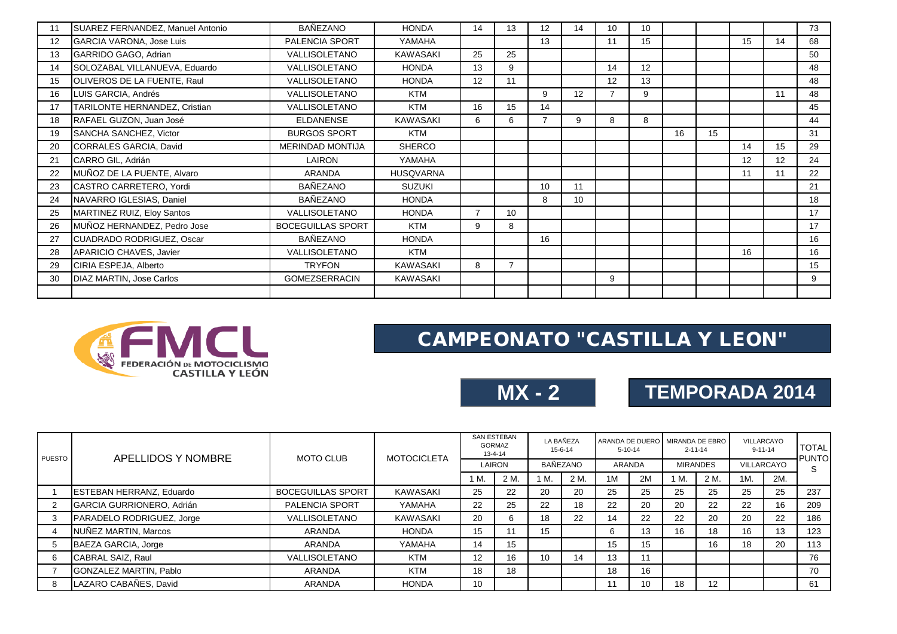| | | | | | | | | | | | | | | |
|---|---|---|---|---|---|---|---|---|---|---|---|---|---|---|
| 11 | SUAREZ FERNANDEZ, Manuel Antonio | BAÑEZANO | HONDA | 14 | 13 | 12 | 14 | 10 | 10 | | | | | 73 |
| 12 | GARCIA VARONA, Jose Luis | PALENCIA SPORT | YAMAHA | | | 13 | | 11 | 15 | | | 15 | 14 | 68 |
| 13 | GARRIDO GAGO, Adrian | VALLISOLETANO | KAWASAKI | 25 | 25 | | | | | | | | | 50 |
| 14 | SOLOZABAL VILLANUEVA, Eduardo | VALLISOLETANO | HONDA | 13 | 9 | | | 14 | 12 | | | | | 48 |
| 15 | OLIVEROS DE LA FUENTE, Raul | VALLISOLETANO | HONDA | 12 | 11 | | | 12 | 13 | | | | | 48 |
| 16 | LUIS GARCIA, Andrés | VALLISOLETANO | KTM | | | 9 | 12 | 7 | 9 | | | | 11 | 48 |
| 17 | TARILONTE HERNANDEZ, Cristian | VALLISOLETANO | KTM | 16 | 15 | 14 | | | | | | | | 45 |
| 18 | RAFAEL GUZON, Juan José | ELDANENSE | KAWASAKI | 6 | 6 | 7 | 9 | 8 | 8 | | | | | 44 |
| 19 | SANCHA SANCHEZ, Victor | BURGOS SPORT | KTM | | | | | | | 16 | 15 | | | 31 |
| 20 | CORRALES GARCIA, David | MERINDAD MONTIJA | SHERCO | | | | | | | | | 14 | 15 | 29 |
| 21 | CARRO GIL, Adrián | LAIRON | YAMAHA | | | | | | | | | 12 | 12 | 24 |
| 22 | MUÑOZ DE LA PUENTE, Alvaro | ARANDA | HUSQVARNA | | | | | | | | | 11 | 11 | 22 |
| 23 | CASTRO CARRETERO, Yordi | BAÑEZANO | SUZUKI | | | 10 | 11 | | | | | | | 21 |
| 24 | NAVARRO IGLESIAS, Daniel | BAÑEZANO | HONDA | | | 8 | 10 | | | | | | | 18 |
| 25 | MARTINEZ RUIZ, Eloy Santos | VALLISOLETANO | HONDA | 7 | 10 | | | | | | | | | 17 |
| 26 | MUÑOZ HERNANDEZ, Pedro Jose | BOCEGUILLAS SPORT | KTM | 9 | 8 | | | | | | | | | 17 |
| 27 | CUADRADO RODRIGUEZ, Oscar | BAÑEZANO | HONDA | | | 16 | | | | | | | | 16 |
| 28 | APARICIO CHAVES, Javier | VALLISOLETANO | KTM | | | | | | | | | 16 | | 16 |
| 29 | CIRIA ESPEJA, Alberto | TRYFON | KAWASAKI | 8 | 7 | | | | | | | | | 15 |
| 30 | DIAZ MARTIN, Jose Carlos | GOMEZSERRACIN | KAWASAKI | | | | | 9 | | | | | | 9 |
| | | | | | | | | | | | | | | |

FMCL FEDERACIÓN DE MOTOCICLISMO CASTILLA Y LEÓN

# CAMPEONATO "CASTILLA Y LEON"

## MX - 2

## TEMPORADA 2014

| PUESTO | APELLIDOS Y NOMBRE | MOTO CLUB | MOTOCICLETA | SAN ESTEBAN GORMAZ 13-4-14 | | LA BAÑEZA 15-6-14 | | ARANDA DE DUERO 5-10-14 | | MIRANDA DE EBRO 2-11-14 | | VILLARCAYO 9-11-14 | | TOTAL PUNTOS |
|---|---|---|---|---|---|---|---|---|---|---|---|---|---|---|
| | | | | LAIRON | | BAÑEZANO | | ARANDA | | MIRANDES | | VILLARCAYO | | |
| | | | | 1 M. | 2 M. | 1 M. | 2 M. | 1M | 2M | 1 M. | 2 M. | 1M. | 2M. | |
| 1 | ESTEBAN HERRANZ, Eduardo | BOCEGUILLAS SPORT | KAWASAKI | 25 | 22 | 20 | 20 | 25 | 25 | 25 | 25 | 25 | 25 | 237 |
| 2 | GARCIA GURRIONERO, Adrián | PALENCIA SPORT | YAMAHA | 22 | 25 | 22 | 18 | 22 | 20 | 20 | 22 | 22 | 16 | 209 |
| 3 | PARADELO RODRIGUEZ, Jorge | VALLISOLETANO | KAWASAKI | 20 | 6 | 18 | 22 | 14 | 22 | 22 | 20 | 20 | 22 | 186 |
| 4 | NUÑEZ MARTIN, Marcos | ARANDA | HONDA | 15 | 11 | 15 | | 6 | 13 | 16 | 18 | 16 | 13 | 123 |
| 5 | BAEZA GARCIA, Jorge | ARANDA | YAMAHA | 14 | 15 | | | 15 | 15 | | 16 | 18 | 20 | 113 |
| 6 | CABRAL SAIZ, Raul | VALLISOLETANO | KTM | 12 | 16 | 10 | 14 | 13 | 11 | | | | | 76 |
| 7 | GONZALEZ MARTIN, Pablo | ARANDA | KTM | 18 | 18 | | | 18 | 16 | | | | | 70 |
| 8 | LAZARO CABAÑES, David | ARANDA | HONDA | 10 | | | | 11 | 10 | 18 | 12 | | | 61 |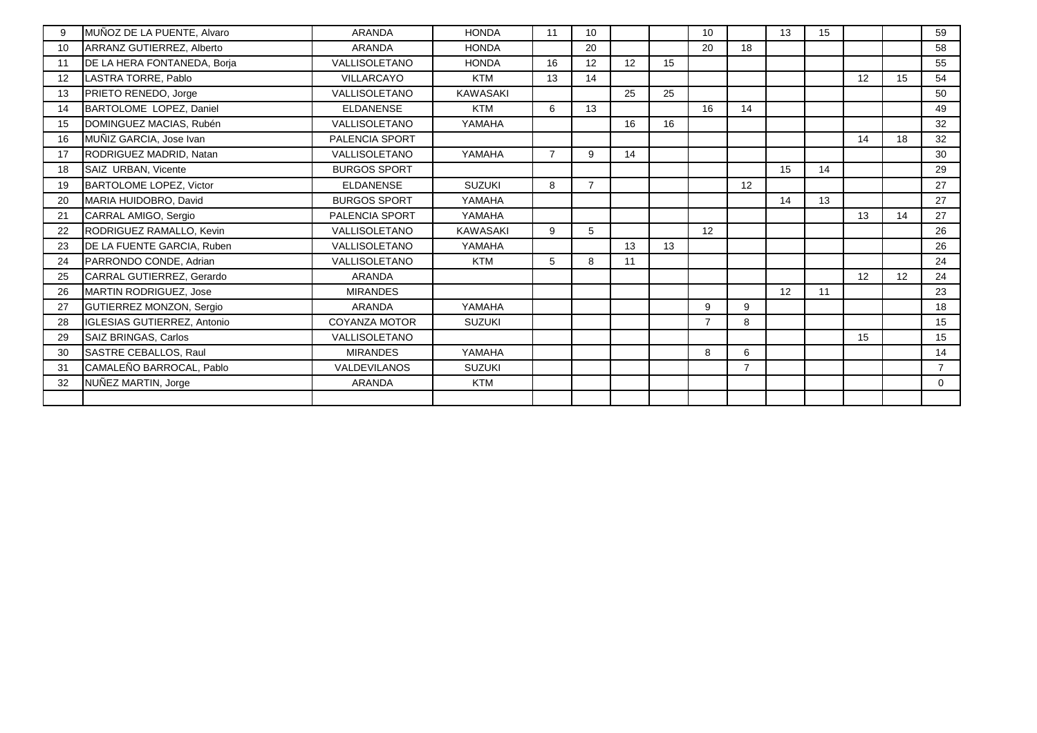| | | | | | | | | | | | | | | |
|---|---|---|---|---|---|---|---|---|---|---|---|---|---|---|
| 9 | MUÑOZ DE LA PUENTE, Alvaro | ARANDA | HONDA | 11 | 10 | | | 10 | | 13 | 15 | | | 59 |
| 10 | ARRANZ GUTIERREZ, Alberto | ARANDA | HONDA | | 20 | | | 20 | 18 | | | | | 58 |
| 11 | DE LA HERA FONTANEDA, Borja | VALLISOLETANO | HONDA | 16 | 12 | 12 | 15 | | | | | | | 55 |
| 12 | LASTRA TORRE, Pablo | VILLARCAYO | KTM | 13 | 14 | | | | | | | 12 | 15 | 54 |
| 13 | PRIETO RENEDO, Jorge | VALLISOLETANO | KAWASAKI | | | 25 | 25 | | | | | | | 50 |
| 14 | BARTOLOME LOPEZ, Daniel | ELDANENSE | KTM | 6 | 13 | | | 16 | 14 | | | | | 49 |
| 15 | DOMINGUEZ MACIAS, Rubén | VALLISOLETANO | YAMAHA | | | 16 | 16 | | | | | | | 32 |
| 16 | MUÑIZ GARCIA, Jose Ivan | PALENCIA SPORT | | | | | | | | | | 14 | 18 | 32 |
| 17 | RODRIGUEZ MADRID, Natan | VALLISOLETANO | YAMAHA | 7 | 9 | 14 | | | | | | | | 30 |
| 18 | SAIZ URBAN, Vicente | BURGOS SPORT | | | | | | | | 15 | 14 | | | 29 |
| 19 | BARTOLOME LOPEZ, Victor | ELDANENSE | SUZUKI | 8 | 7 | | | | 12 | | | | | 27 |
| 20 | MARIA HUIDOBRO, David | BURGOS SPORT | YAMAHA | | | | | | | 14 | 13 | | | 27 |
| 21 | CARRAL AMIGO, Sergio | PALENCIA SPORT | YAMAHA | | | | | | | | | 13 | 14 | 27 |
| 22 | RODRIGUEZ RAMALLO, Kevin | VALLISOLETANO | KAWASAKI | 9 | 5 | | | 12 | | | | | | 26 |
| 23 | DE LA FUENTE GARCIA, Ruben | VALLISOLETANO | YAMAHA | | | 13 | 13 | | | | | | | 26 |
| 24 | PARRONDO CONDE, Adrian | VALLISOLETANO | KTM | 5 | 8 | 11 | | | | | | | | 24 |
| 25 | CARRAL GUTIERREZ, Gerardo | ARANDA | | | | | | | | | | 12 | 12 | 24 |
| 26 | MARTIN RODRIGUEZ, Jose | MIRANDES | | | | | | | | 12 | 11 | | | 23 |
| 27 | GUTIERREZ MONZON, Sergio | ARANDA | YAMAHA | | | | | 9 | 9 | | | | | 18 |
| 28 | IGLESIAS GUTIERREZ, Antonio | COYANZA MOTOR | SUZUKI | | | | | 7 | 8 | | | | | 15 |
| 29 | SAIZ BRINGAS, Carlos | VALLISOLETANO | | | | | | | | | | 15 | | 15 |
| 30 | SASTRE CEBALLOS, Raul | MIRANDES | YAMAHA | | | | | 8 | 6 | | | | | 14 |
| 31 | CAMALEÑO BARROCAL, Pablo | VALDEVILANOS | SUZUKI | | | | | | 7 | | | | | 7 |
| 32 | NUÑEZ MARTIN, Jorge | ARANDA | KTM | | | | | | | | | | | 0 |
| | | | | | | | | | | | | | | |